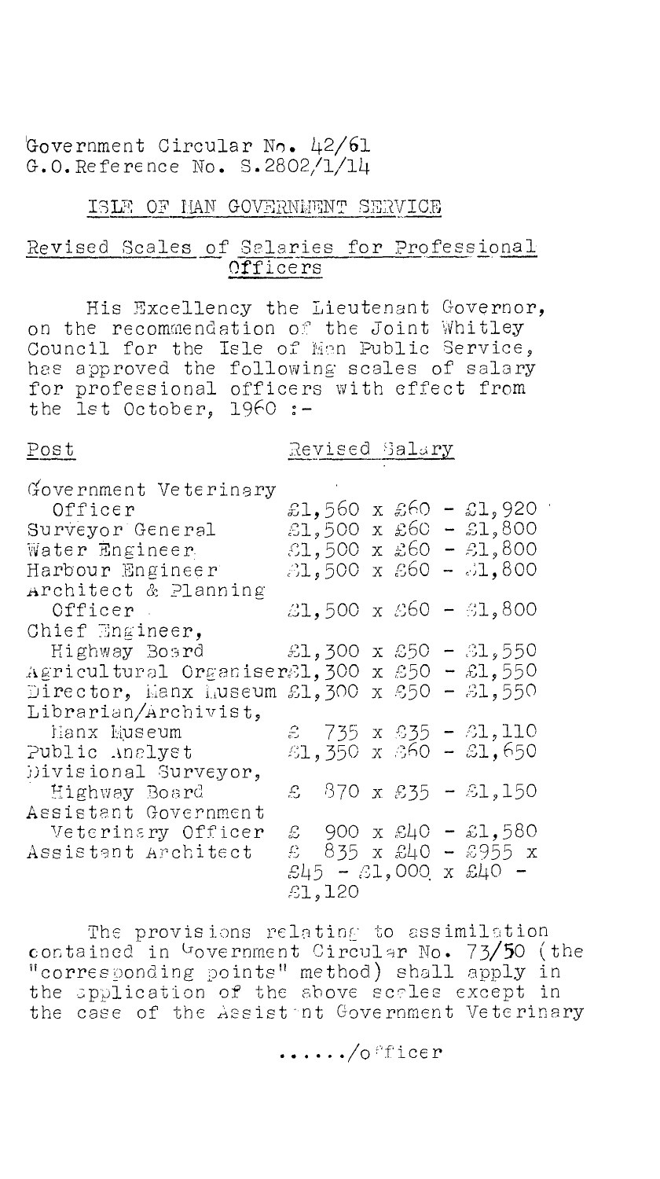Government Circular No. 42/61
G.O. Reference No. S.2802/1/14

## ISLE OF MAN GOVERNMENT SERVICE

## Revised Scales of Salaries for Professional Officers

His Excellency the Lieutenant Governor, on the recommendation of the Joint Whitley Council for the Isle of Man Public Service, has approved the following scales of salary for professional officers with effect from the 1st October, 1960 :-

| Post | Revised Salary |
|---|---|
| Government Veterinary Officer | £1,560 x £60 - £1,920 |
| Surveyor General | £1,500 x £60 - £1,800 |
| Water Engineer | £1,500 x £60 - £1,800 |
| Harbour Engineer | £1,500 x £60 - £1,800 |
| Architect & Planning Officer | £1,500 x £60 - £1,800 |
| Chief Engineer, Highway Board | £1,300 x £50 - £1,550 |
| Agricultural Organiser | £1,300 x £50 - £1,550 |
| Director, Manx Museum | £1,300 x £50 - £1,550 |
| Librarian/Archivist, Manx Museum | £ 735 x £35 - £1,110 |
| Public Analyst | £1,350 x £60 - £1,650 |
| Divisional Surveyor, Highway Board | £ 870 x £35 - £1,150 |
| Assistant Government Veterinary Officer | £ 900 x £40 - £1,580 |
| Assistant Architect | £ 835 x £40 - £955 x £45 - £1,000 x £40 - £1,120 |

The provisions relating to assimilation contained in Government Circular No. 73/50 (the "corresponding points" method) shall apply in the application of the above scales except in the case of the Assistant Government Veterinary

....../officer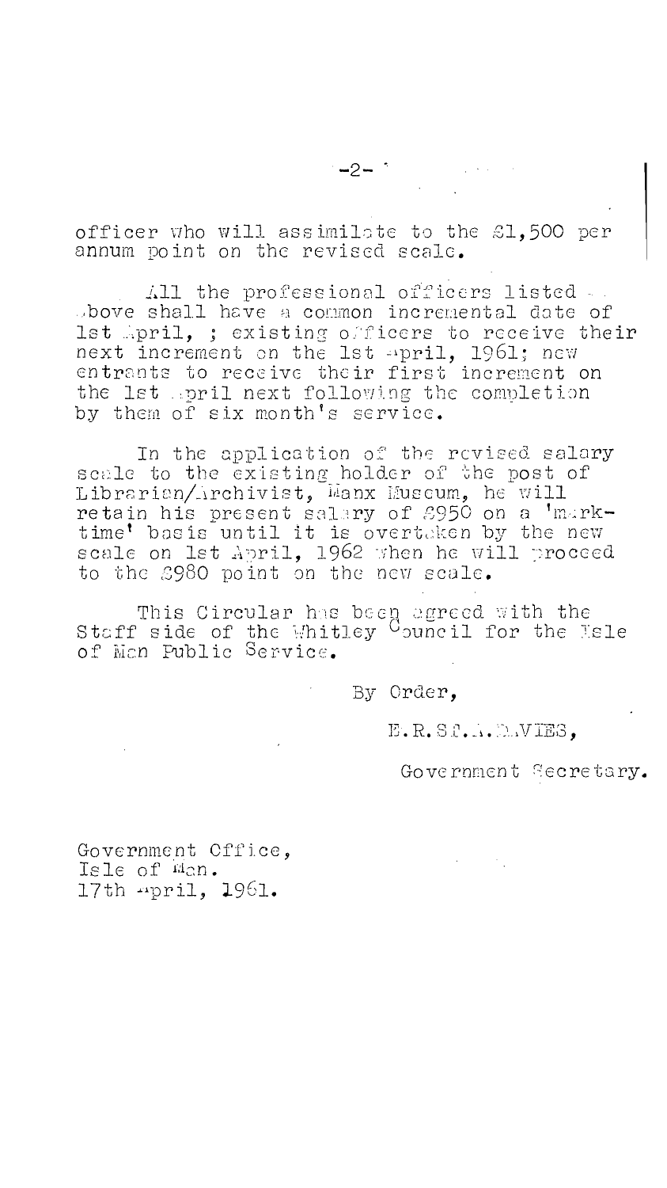officer who will assimilate to the £1,500 per annum point on the revised scale.

All the professional officers listed above shall have a common incremental date of 1st April, ; existing officers to receive their next increment on the 1st April, 1961; new entrants to receive their first increment on the 1st April next following the completion by them of six month's service.

In the application of the revised salary scale to the existing holder of the post of Librarian/Archivist, Manx Museum, he will retain his present salary of £950 on a 'mark-time' basis until it is overtaken by the new scale on 1st April, 1962 when he will proceed to the £980 point on the new scale.

This Circular has been agreed with the Staff side of the Whitley Council for the Isle of Man Public Service.

By Order,

E.R.St.A.DAVIES,

Government Secretary.

Government Office,
Isle of Man.
17th April, 1961.